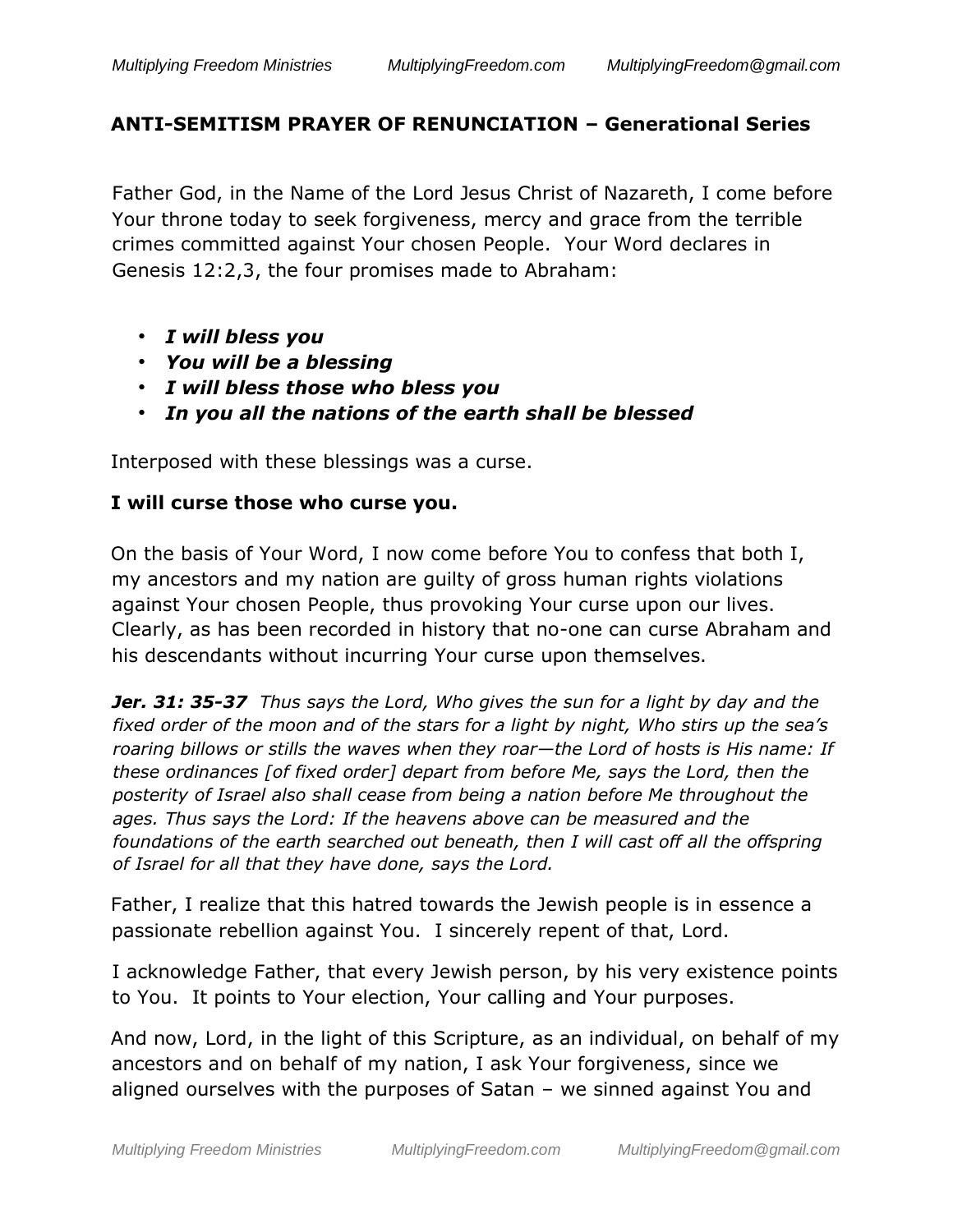## ANTI-SEMITISM PRAYER OF RENUNCIATION – Generational Series

Father God, in the Name of the Lord Jesus Christ of Nazareth, I come before Your throne today to seek forgiveness, mercy and grace from the terrible crimes committed against Your chosen People. Your Word declares in Genesis 12:2,3, the four promises made to Abraham:

- ***I will bless you***
- ***You will be a blessing***
- ***I will bless those who bless you***
- ***In you all the nations of the earth shall be blessed***

Interposed with these blessings was a curse.

**I will curse those who curse you.**

On the basis of Your Word, I now come before You to confess that both I, my ancestors and my nation are guilty of gross human rights violations against Your chosen People, thus provoking Your curse upon our lives. Clearly, as has been recorded in history that no-one can curse Abraham and his descendants without incurring Your curse upon themselves.

***Jer. 31: 35-37*** *Thus says the Lord, Who gives the sun for a light by day and the fixed order of the moon and of the stars for a light by night, Who stirs up the sea's roaring billows or stills the waves when they roar—the Lord of hosts is His name: If these ordinances [of fixed order] depart from before Me, says the Lord, then the posterity of Israel also shall cease from being a nation before Me throughout the ages. Thus says the Lord: If the heavens above can be measured and the foundations of the earth searched out beneath, then I will cast off all the offspring of Israel for all that they have done, says the Lord.*

Father, I realize that this hatred towards the Jewish people is in essence a passionate rebellion against You. I sincerely repent of that, Lord.

I acknowledge Father, that every Jewish person, by his very existence points to You. It points to Your election, Your calling and Your purposes.

And now, Lord, in the light of this Scripture, as an individual, on behalf of my ancestors and on behalf of my nation, I ask Your forgiveness, since we aligned ourselves with the purposes of Satan – we sinned against You and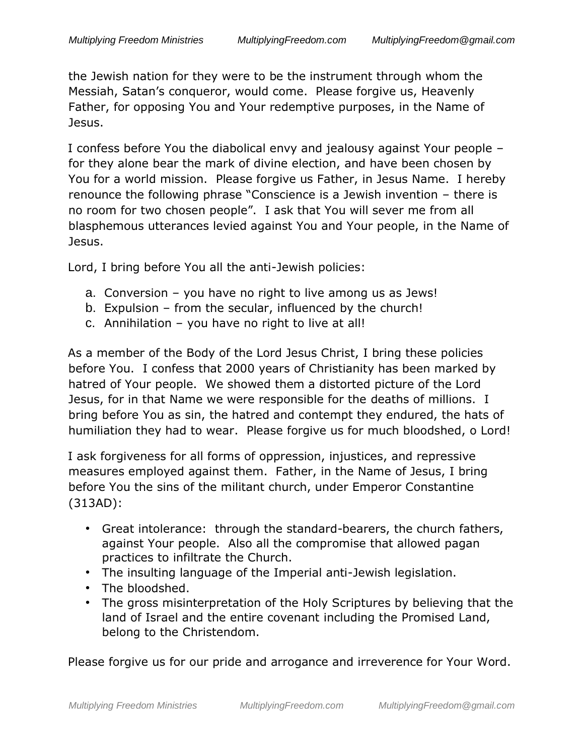the Jewish nation for they were to be the instrument through whom the Messiah, Satan's conqueror, would come. Please forgive us, Heavenly Father, for opposing You and Your redemptive purposes, in the Name of Jesus.

I confess before You the diabolical envy and jealousy against Your people – for they alone bear the mark of divine election, and have been chosen by You for a world mission. Please forgive us Father, in Jesus Name. I hereby renounce the following phrase "Conscience is a Jewish invention – there is no room for two chosen people". I ask that You will sever me from all blasphemous utterances levied against You and Your people, in the Name of Jesus.

Lord, I bring before You all the anti-Jewish policies:

a. Conversion – you have no right to live among us as Jews!
b. Expulsion – from the secular, influenced by the church!
c. Annihilation – you have no right to live at all!

As a member of the Body of the Lord Jesus Christ, I bring these policies before You. I confess that 2000 years of Christianity has been marked by hatred of Your people. We showed them a distorted picture of the Lord Jesus, for in that Name we were responsible for the deaths of millions. I bring before You as sin, the hatred and contempt they endured, the hats of humiliation they had to wear. Please forgive us for much bloodshed, o Lord!

I ask forgiveness for all forms of oppression, injustices, and repressive measures employed against them. Father, in the Name of Jesus, I bring before You the sins of the militant church, under Emperor Constantine (313AD):

- Great intolerance: through the standard-bearers, the church fathers, against Your people. Also all the compromise that allowed pagan practices to infiltrate the Church.
- The insulting language of the Imperial anti-Jewish legislation.
- The bloodshed.
- The gross misinterpretation of the Holy Scriptures by believing that the land of Israel and the entire covenant including the Promised Land, belong to the Christendom.

Please forgive us for our pride and arrogance and irreverence for Your Word.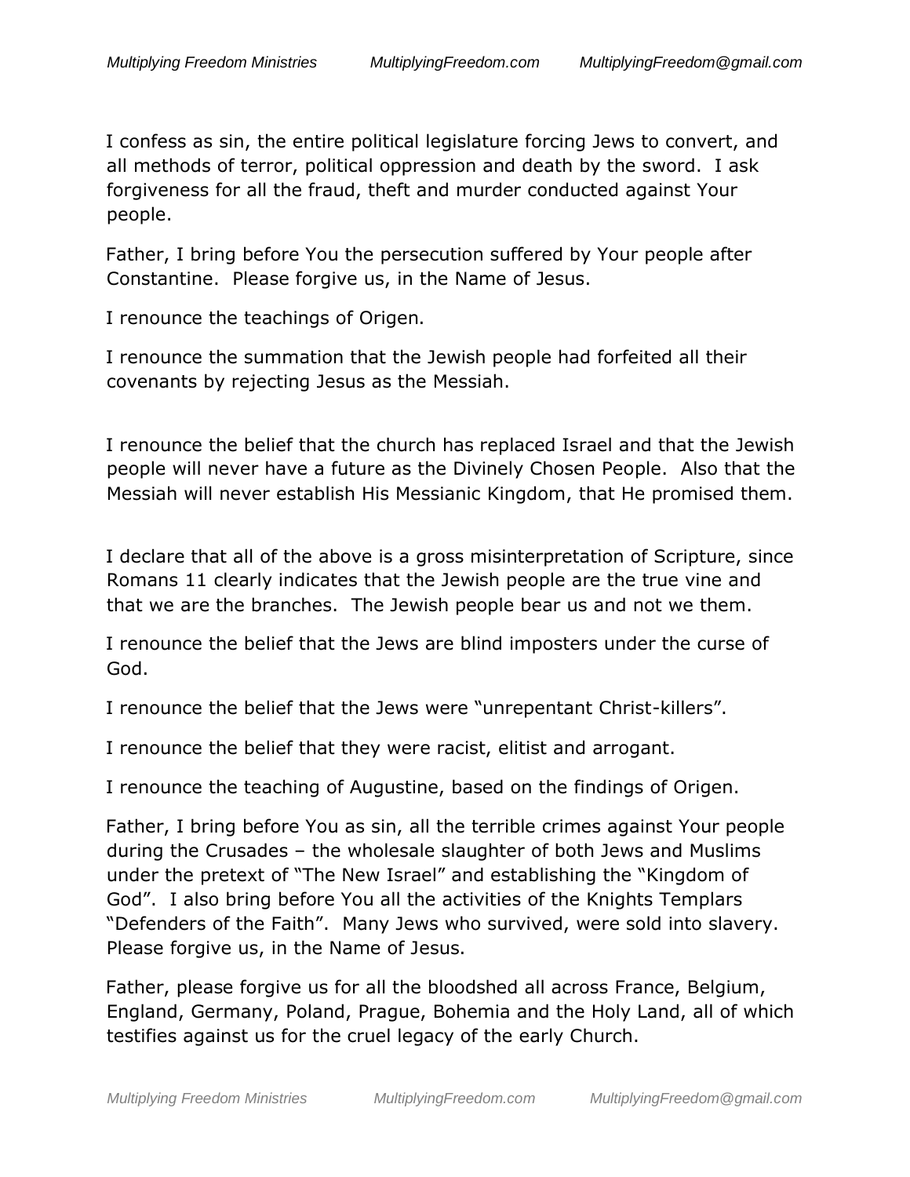I confess as sin, the entire political legislature forcing Jews to convert, and all methods of terror, political oppression and death by the sword. I ask forgiveness for all the fraud, theft and murder conducted against Your people.

Father, I bring before You the persecution suffered by Your people after Constantine. Please forgive us, in the Name of Jesus.

I renounce the teachings of Origen.

I renounce the summation that the Jewish people had forfeited all their covenants by rejecting Jesus as the Messiah.

I renounce the belief that the church has replaced Israel and that the Jewish people will never have a future as the Divinely Chosen People. Also that the Messiah will never establish His Messianic Kingdom, that He promised them.

I declare that all of the above is a gross misinterpretation of Scripture, since Romans 11 clearly indicates that the Jewish people are the true vine and that we are the branches. The Jewish people bear us and not we them.

I renounce the belief that the Jews are blind imposters under the curse of God.

I renounce the belief that the Jews were "unrepentant Christ-killers".

I renounce the belief that they were racist, elitist and arrogant.

I renounce the teaching of Augustine, based on the findings of Origen.

Father, I bring before You as sin, all the terrible crimes against Your people during the Crusades – the wholesale slaughter of both Jews and Muslims under the pretext of "The New Israel" and establishing the "Kingdom of God". I also bring before You all the activities of the Knights Templars "Defenders of the Faith". Many Jews who survived, were sold into slavery. Please forgive us, in the Name of Jesus.

Father, please forgive us for all the bloodshed all across France, Belgium, England, Germany, Poland, Prague, Bohemia and the Holy Land, all of which testifies against us for the cruel legacy of the early Church.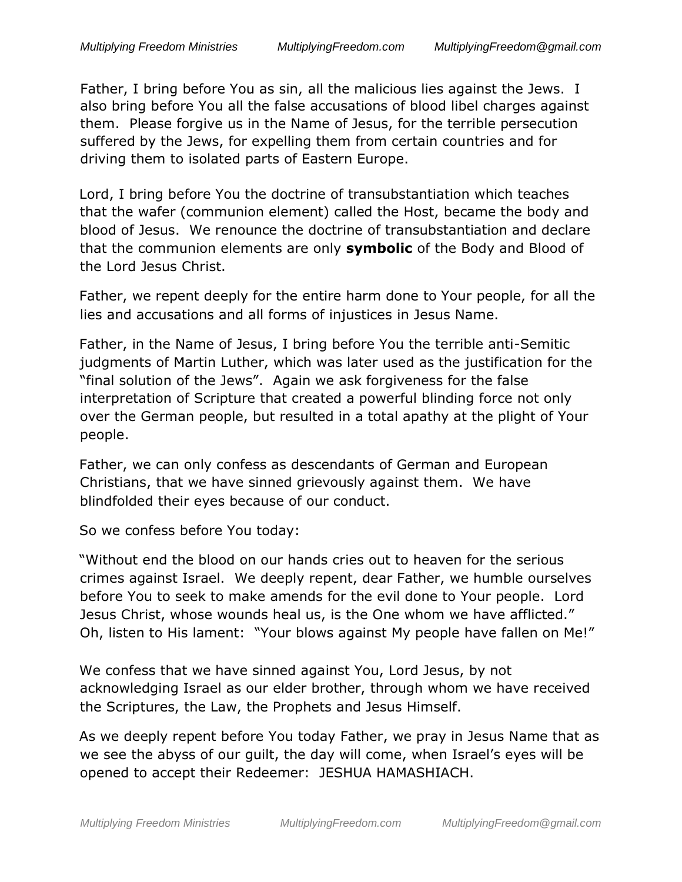Father, I bring before You as sin, all the malicious lies against the Jews. I also bring before You all the false accusations of blood libel charges against them. Please forgive us in the Name of Jesus, for the terrible persecution suffered by the Jews, for expelling them from certain countries and for driving them to isolated parts of Eastern Europe.

Lord, I bring before You the doctrine of transubstantiation which teaches that the wafer (communion element) called the Host, became the body and blood of Jesus. We renounce the doctrine of transubstantiation and declare that the communion elements are only **symbolic** of the Body and Blood of the Lord Jesus Christ.

Father, we repent deeply for the entire harm done to Your people, for all the lies and accusations and all forms of injustices in Jesus Name.

Father, in the Name of Jesus, I bring before You the terrible anti-Semitic judgments of Martin Luther, which was later used as the justification for the "final solution of the Jews". Again we ask forgiveness for the false interpretation of Scripture that created a powerful blinding force not only over the German people, but resulted in a total apathy at the plight of Your people.

Father, we can only confess as descendants of German and European Christians, that we have sinned grievously against them. We have blindfolded their eyes because of our conduct.

So we confess before You today:

"Without end the blood on our hands cries out to heaven for the serious crimes against Israel. We deeply repent, dear Father, we humble ourselves before You to seek to make amends for the evil done to Your people. Lord Jesus Christ, whose wounds heal us, is the One whom we have afflicted." Oh, listen to His lament: "Your blows against My people have fallen on Me!"

We confess that we have sinned against You, Lord Jesus, by not acknowledging Israel as our elder brother, through whom we have received the Scriptures, the Law, the Prophets and Jesus Himself.

As we deeply repent before You today Father, we pray in Jesus Name that as we see the abyss of our guilt, the day will come, when Israel's eyes will be opened to accept their Redeemer: JESHUA HAMASHIACH.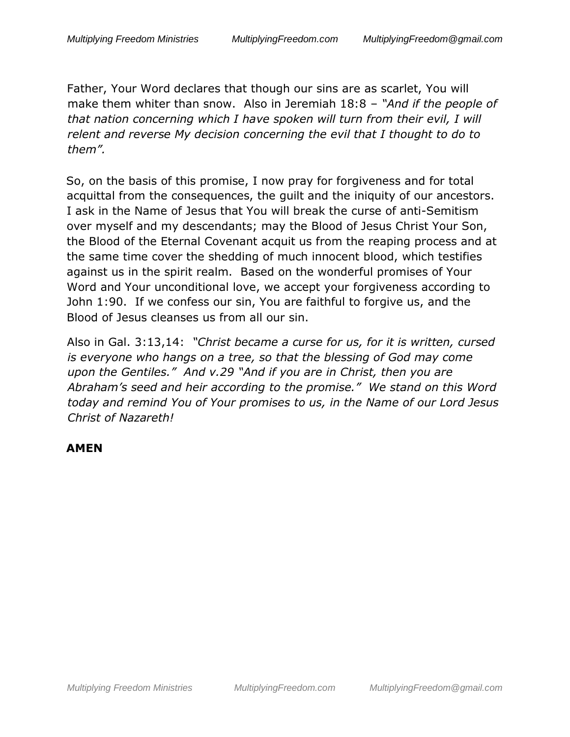Father, Your Word declares that though our sins are as scarlet, You will make them whiter than snow. Also in Jeremiah 18:8 – *"And if the people of that nation concerning which I have spoken will turn from their evil, I will relent and reverse My decision concerning the evil that I thought to do to them".*

So, on the basis of this promise, I now pray for forgiveness and for total acquittal from the consequences, the guilt and the iniquity of our ancestors. I ask in the Name of Jesus that You will break the curse of anti-Semitism over myself and my descendants; may the Blood of Jesus Christ Your Son, the Blood of the Eternal Covenant acquit us from the reaping process and at the same time cover the shedding of much innocent blood, which testifies against us in the spirit realm. Based on the wonderful promises of Your Word and Your unconditional love, we accept your forgiveness according to John 1:90. If we confess our sin, You are faithful to forgive us, and the Blood of Jesus cleanses us from all our sin.

Also in Gal. 3:13,14: *"Christ became a curse for us, for it is written, cursed is everyone who hangs on a tree, so that the blessing of God may come upon the Gentiles." And v.29 "And if you are in Christ, then you are Abraham's seed and heir according to the promise." We stand on this Word today and remind You of Your promises to us, in the Name of our Lord Jesus Christ of Nazareth!*

**AMEN**